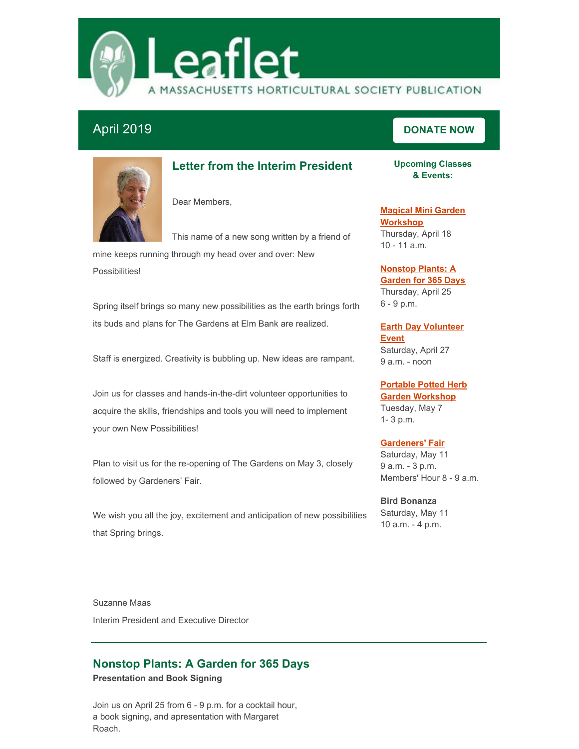# Leaflet

A MASSACHUSETTS HORTICULTURAL SOCIETY PUBLICATION

April 2019

**DONATE NOW**

## Letter from the Interim President

Dear Members,

This name of a new song written by a friend of mine keeps running through my head over and over: New Possibilities!

Spring itself brings so many new possibilities as the earth brings forth its buds and plans for The Gardens at Elm Bank are realized.

Staff is energized. Creativity is bubbling up. New ideas are rampant.

Join us for classes and hands-in-the-dirt volunteer opportunities to acquire the skills, friendships and tools you will need to implement your own New Possibilities!

Plan to visit us for the re-opening of The Gardens on May 3, closely followed by Gardeners' Fair.

We wish you all the joy, excitement and anticipation of new possibilities that Spring brings.

Suzanne Maas

Interim President and Executive Director

### Upcoming Classes & Events:

**Magical Mini Garden Workshop**
Thursday, April 18
10 - 11 a.m.

**Nonstop Plants: A Garden for 365 Days**
Thursday, April 25
6 - 9 p.m.

**Earth Day Volunteer Event**
Saturday, April 27
9 a.m. - noon

**Portable Potted Herb Garden Workshop**
Tuesday, May 7
1- 3 p.m.

**Gardeners' Fair**
Saturday, May 11
9 a.m. - 3 p.m.
Members' Hour 8 - 9 a.m.

**Bird Bonanza**
Saturday, May 11
10 a.m. - 4 p.m.

---

## Nonstop Plants: A Garden for 365 Days

**Presentation and Book Signing**

Join us on April 25 from 6 - 9 p.m. for a cocktail hour, a book signing, and apresentation with Margaret Roach.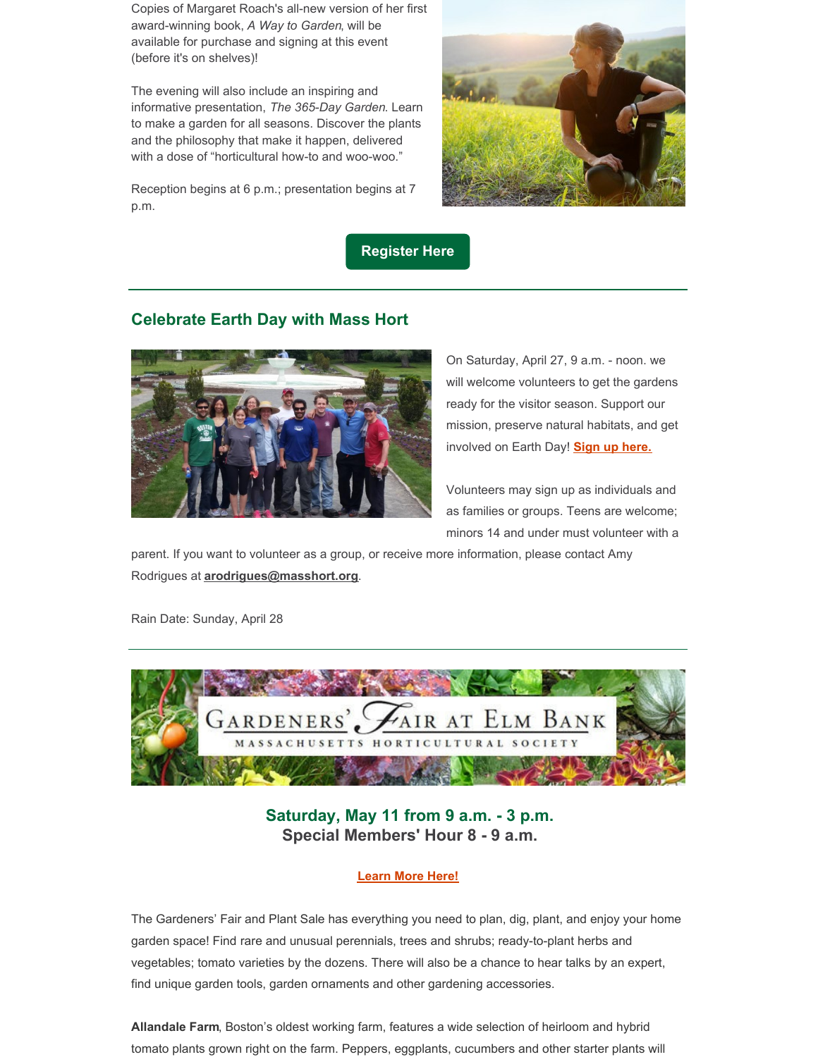Copies of Margaret Roach's all-new version of her first award-winning book, *A Way to Garden*, will be available for purchase and signing at this event (before it's on shelves)!

The evening will also include an inspiring and informative presentation, *The 365-Day Garden*. Learn to make a garden for all seasons. Discover the plants and the philosophy that make it happen, delivered with a dose of "horticultural how-to and woo-woo."

Reception begins at 6 p.m.; presentation begins at 7 p.m.

**Register Here**

---

## Celebrate Earth Day with Mass Hort

On Saturday, April 27, 9 a.m. - noon. we will welcome volunteers to get the gardens ready for the visitor season. Support our mission, preserve natural habitats, and get involved on Earth Day! **Sign up here.**

Volunteers may sign up as individuals and as families or groups. Teens are welcome; minors 14 and under must volunteer with a parent. If you want to volunteer as a group, or receive more information, please contact Amy Rodrigues at **arodrigues@masshort.org**.

Rain Date: Sunday, April 28

---

GARDENERS' FAIR AT ELM BANK

MASSACHUSETTS HORTICULTURAL SOCIETY

**Saturday, May 11 from 9 a.m. - 3 p.m.**
**Special Members' Hour 8 - 9 a.m.**

**Learn More Here!**

The Gardeners' Fair and Plant Sale has everything you need to plan, dig, plant, and enjoy your home garden space! Find rare and unusual perennials, trees and shrubs; ready-to-plant herbs and vegetables; tomato varieties by the dozens. There will also be a chance to hear talks by an expert, find unique garden tools, garden ornaments and other gardening accessories.

**Allandale Farm**, Boston's oldest working farm, features a wide selection of heirloom and hybrid tomato plants grown right on the farm. Peppers, eggplants, cucumbers and other starter plants will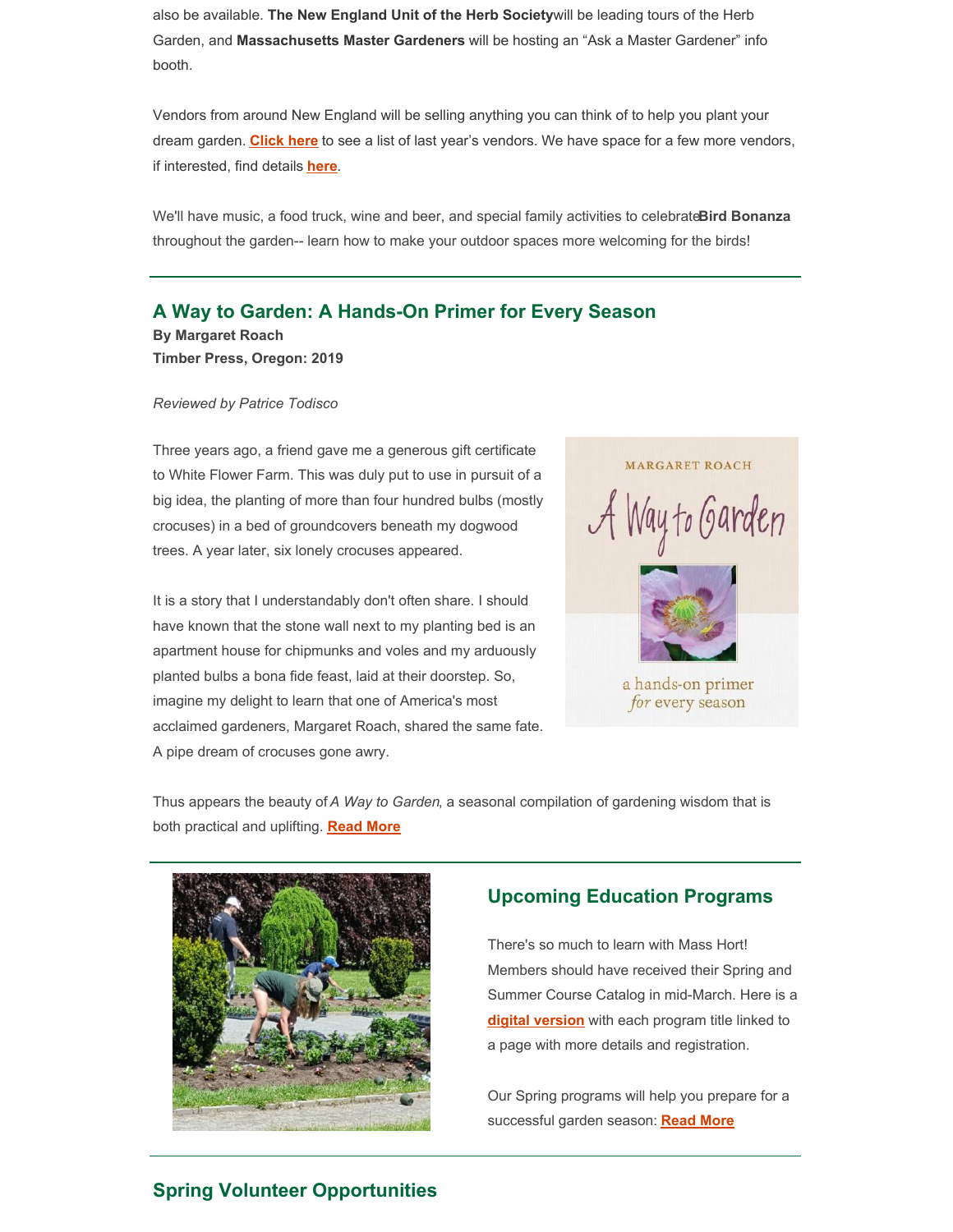also be available. **The New England Unit of the Herb Society** will be leading tours of the Herb Garden, and **Massachusetts Master Gardeners** will be hosting an "Ask a Master Gardener" info booth.

Vendors from around New England will be selling anything you can think of to help you plant your dream garden. **Click here** to see a list of last year's vendors. We have space for a few more vendors, if interested, find details **here**.

We'll have music, a food truck, wine and beer, and special family activities to celebrate **Bird Bonanza** throughout the garden-- learn how to make your outdoor spaces more welcoming for the birds!

---

## A Way to Garden: A Hands-On Primer for Every Season

**By Margaret Roach**
**Timber Press, Oregon: 2019**

*Reviewed by Patrice Todisco*

Three years ago, a friend gave me a generous gift certificate to White Flower Farm. This was duly put to use in pursuit of a big idea, the planting of more than four hundred bulbs (mostly crocuses) in a bed of groundcovers beneath my dogwood trees. A year later, six lonely crocuses appeared.

It is a story that I understandably don't often share. I should have known that the stone wall next to my planting bed is an apartment house for chipmunks and voles and my arduously planted bulbs a bona fide feast, laid at their doorstep. So, imagine my delight to learn that one of America's most acclaimed gardeners, Margaret Roach, shared the same fate. A pipe dream of crocuses gone awry.

Thus appears the beauty of *A Way to Garden*, a seasonal compilation of gardening wisdom that is both practical and uplifting. **Read More**

---

## Upcoming Education Programs

There's so much to learn with Mass Hort! Members should have received their Spring and Summer Course Catalog in mid-March. Here is a **digital version** with each program title linked to a page with more details and registration.

Our Spring programs will help you prepare for a successful garden season: **Read More**

---

## Spring Volunteer Opportunities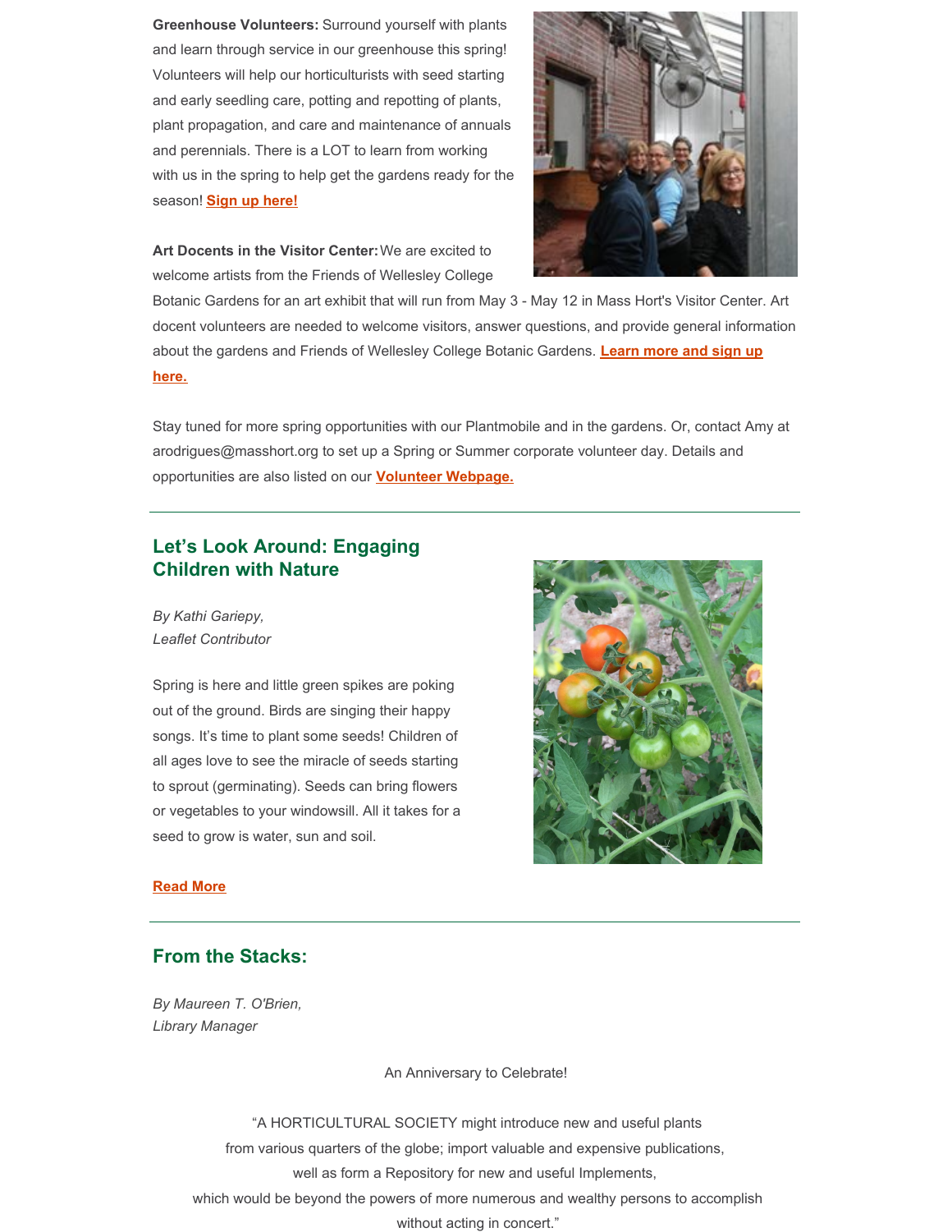**Greenhouse Volunteers:** Surround yourself with plants and learn through service in our greenhouse this spring! Volunteers will help our horticulturists with seed starting and early seedling care, potting and repotting of plants, plant propagation, and care and maintenance of annuals and perennials. There is a LOT to learn from working with us in the spring to help get the gardens ready for the season! **Sign up here!**

**Art Docents in the Visitor Center:** We are excited to welcome artists from the Friends of Wellesley College Botanic Gardens for an art exhibit that will run from May 3 - May 12 in Mass Hort's Visitor Center. Art docent volunteers are needed to welcome visitors, answer questions, and provide general information about the gardens and Friends of Wellesley College Botanic Gardens. **Learn more and sign up here.**

Stay tuned for more spring opportunities with our Plantmobile and in the gardens. Or, contact Amy at arodrigues@masshort.org to set up a Spring or Summer corporate volunteer day. Details and opportunities are also listed on our **Volunteer Webpage.**

---

## Let's Look Around: Engaging Children with Nature

*By Kathi Gariepy,*
*Leaflet Contributor*

Spring is here and little green spikes are poking out of the ground. Birds are singing their happy songs. It's time to plant some seeds! Children of all ages love to see the miracle of seeds starting to sprout (germinating). Seeds can bring flowers or vegetables to your windowsill. All it takes for a seed to grow is water, sun and soil.

**Read More**

---

## From the Stacks:

*By Maureen T. O'Brien,*
*Library Manager*

An Anniversary to Celebrate!

"A HORTICULTURAL SOCIETY might introduce new and useful plants
from various quarters of the globe; import valuable and expensive publications,
well as form a Repository for new and useful Implements,
which would be beyond the powers of more numerous and wealthy persons to accomplish
without acting in concert."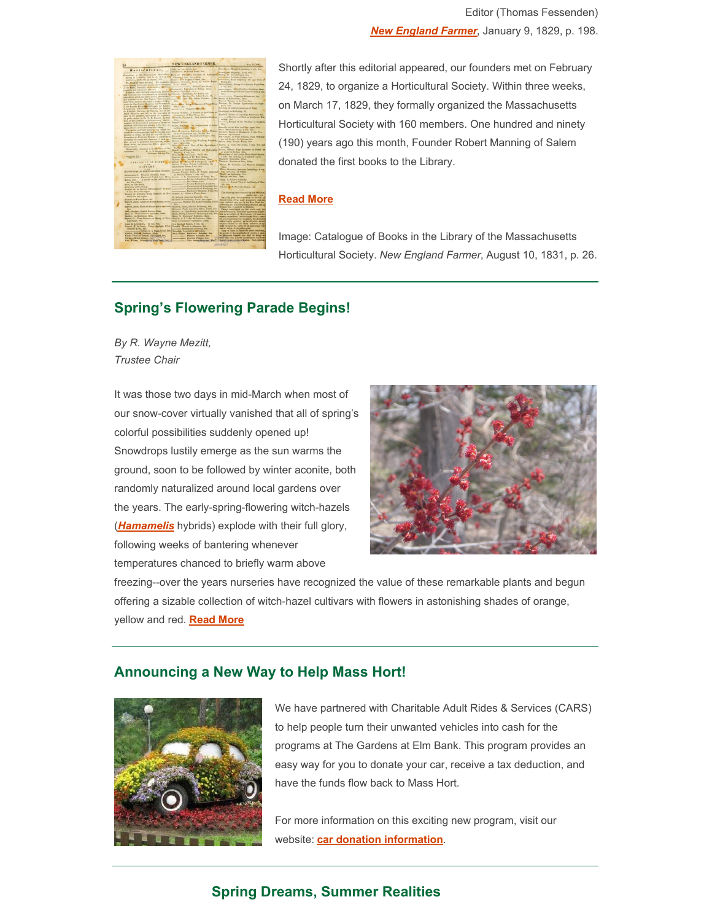Editor (Thomas Fessenden)
*New England Farmer*, January 9, 1829, p. 198.

Shortly after this editorial appeared, our founders met on February 24, 1829, to organize a Horticultural Society. Within three weeks, on March 17, 1829, they formally organized the Massachusetts Horticultural Society with 160 members. One hundred and ninety (190) years ago this month, Founder Robert Manning of Salem donated the first books to the Library.

**Read More**

Image: Catalogue of Books in the Library of the Massachusetts Horticultural Society. *New England Farmer*, August 10, 1831, p. 26.

## Spring's Flowering Parade Begins!

*By R. Wayne Mezitt,*
*Trustee Chair*

It was those two days in mid-March when most of our snow-cover virtually vanished that all of spring's colorful possibilities suddenly opened up! Snowdrops lustily emerge as the sun warms the ground, soon to be followed by winter aconite, both randomly naturalized around local gardens over the years. The early-spring-flowering witch-hazels (***Hamamelis*** hybrids) explode with their full glory, following weeks of bantering whenever temperatures chanced to briefly warm above freezing--over the years nurseries have recognized the value of these remarkable plants and begun offering a sizable collection of witch-hazel cultivars with flowers in astonishing shades of orange, yellow and red. **Read More**

## Announcing a New Way to Help Mass Hort!

We have partnered with Charitable Adult Rides & Services (CARS) to help people turn their unwanted vehicles into cash for the programs at The Gardens at Elm Bank. This program provides an easy way for you to donate your car, receive a tax deduction, and have the funds flow back to Mass Hort.

For more information on this exciting new program, visit our website: **car donation information**.

## Spring Dreams, Summer Realities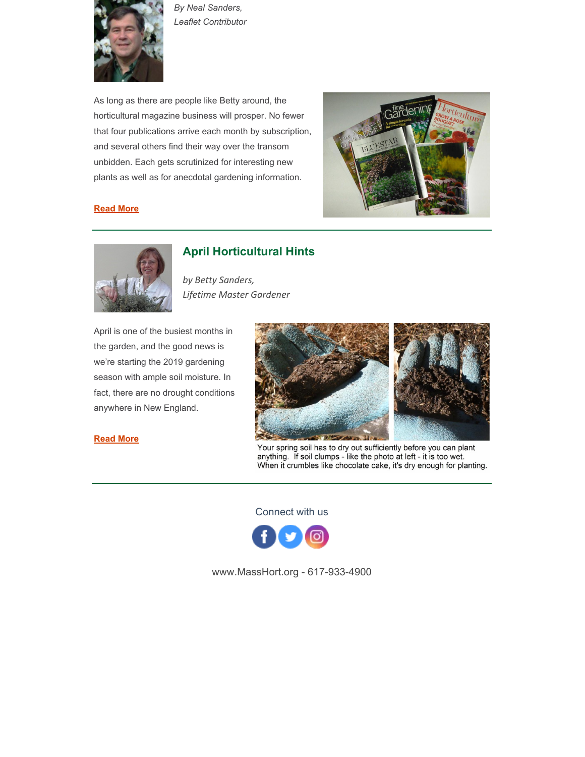*By Neal Sanders,*
*Leaflet Contributor*

As long as there are people like Betty around, the horticultural magazine business will prosper. No fewer that four publications arrive each month by subscription, and several others find their way over the transom unbidden. Each gets scrutinized for interesting new plants as well as for anecdotal gardening information.

**Read More**

---

## April Horticultural Hints

*by Betty Sanders,*
*Lifetime Master Gardener*

April is one of the busiest months in the garden, and the good news is we're starting the 2019 gardening season with ample soil moisture. In fact, there are no drought conditions anywhere in New England.

**Read More**

Your spring soil has to dry out sufficiently before you can plant anything. If soil clumps - like the photo at left - it is too wet. When it crumbles like chocolate cake, it's dry enough for planting.

---

Connect with us

www.MassHort.org - 617-933-4900